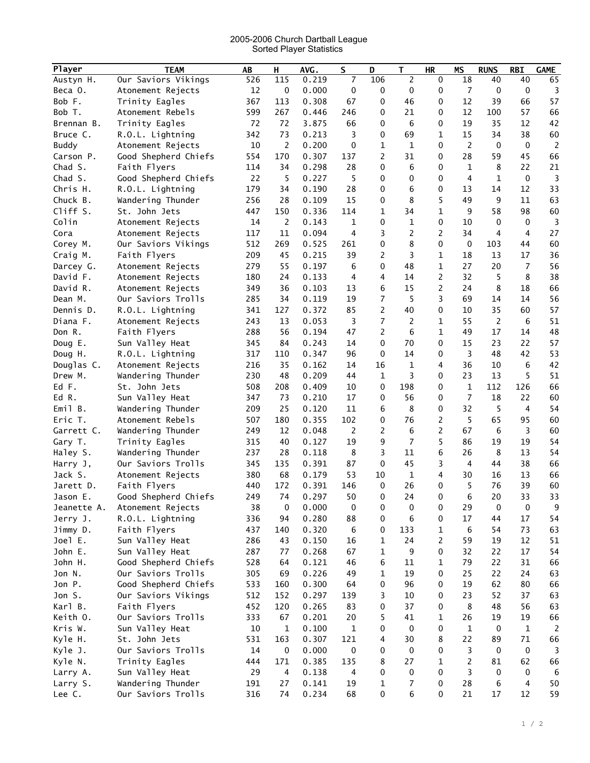2005-2006 Church Dartball League
Sorted Player Statistics

| Player | TEAM | AB | H | AVG. | S | D | T | HR | MS | RUNS | RBI | GAME |
|---|---|---|---|---|---|---|---|---|---|---|---|---|
| Austyn H. | Our Saviors Vikings | 526 | 115 | 0.219 | 7 | 106 | 2 | 0 | 18 | 40 | 40 | 65 |
| Beca O. | Atonement Rejects | 12 | 0 | 0.000 | 0 | 0 | 0 | 0 | 7 | 0 | 0 | 3 |
| Bob F. | Trinity Eagles | 367 | 113 | 0.308 | 67 | 0 | 46 | 0 | 12 | 39 | 66 | 57 |
| Bob T. | Atonement Rebels | 599 | 267 | 0.446 | 246 | 0 | 21 | 0 | 12 | 100 | 57 | 66 |
| Brennan B. | Trinity Eagles | 72 | 72 | 3.875 | 66 | 0 | 6 | 0 | 19 | 35 | 12 | 42 |
| Bruce C. | R.O.L. Lightning | 342 | 73 | 0.213 | 3 | 0 | 69 | 1 | 15 | 34 | 38 | 60 |
| Buddy | Atonement Rejects | 10 | 2 | 0.200 | 0 | 1 | 1 | 0 | 2 | 0 | 0 | 2 |
| Carson P. | Good Shepherd Chiefs | 554 | 170 | 0.307 | 137 | 2 | 31 | 0 | 28 | 59 | 45 | 66 |
| Chad S. | Faith Flyers | 114 | 34 | 0.298 | 28 | 0 | 6 | 0 | 1 | 8 | 22 | 21 |
| Chad S. | Good Shepherd Chiefs | 22 | 5 | 0.227 | 5 | 0 | 0 | 0 | 4 | 1 | 0 | 3 |
| Chris H. | R.O.L. Lightning | 179 | 34 | 0.190 | 28 | 0 | 6 | 0 | 13 | 14 | 12 | 33 |
| Chuck B. | Wandering Thunder | 256 | 28 | 0.109 | 15 | 0 | 8 | 5 | 49 | 9 | 11 | 63 |
| Cliff S. | St. John Jets | 447 | 150 | 0.336 | 114 | 1 | 34 | 1 | 9 | 58 | 98 | 60 |
| Colin | Atonement Rejects | 14 | 2 | 0.143 | 1 | 0 | 1 | 0 | 10 | 0 | 0 | 3 |
| Cora | Atonement Rejects | 117 | 11 | 0.094 | 4 | 3 | 2 | 2 | 34 | 4 | 4 | 27 |
| Corey M. | Our Saviors Vikings | 512 | 269 | 0.525 | 261 | 0 | 8 | 0 | 0 | 103 | 44 | 60 |
| Craig M. | Faith Flyers | 209 | 45 | 0.215 | 39 | 2 | 3 | 1 | 18 | 13 | 17 | 36 |
| Darcey G. | Atonement Rejects | 279 | 55 | 0.197 | 6 | 0 | 48 | 1 | 27 | 20 | 7 | 56 |
| David F. | Atonement Rejects | 180 | 24 | 0.133 | 4 | 4 | 14 | 2 | 32 | 5 | 8 | 38 |
| David R. | Atonement Rejects | 349 | 36 | 0.103 | 13 | 6 | 15 | 2 | 24 | 8 | 18 | 66 |
| Dean M. | Our Saviors Trolls | 285 | 34 | 0.119 | 19 | 7 | 5 | 3 | 69 | 14 | 14 | 56 |
| Dennis D. | R.O.L. Lightning | 341 | 127 | 0.372 | 85 | 2 | 40 | 0 | 10 | 35 | 60 | 57 |
| Diana F. | Atonement Rejects | 243 | 13 | 0.053 | 3 | 7 | 2 | 1 | 55 | 2 | 6 | 51 |
| Don R. | Faith Flyers | 288 | 56 | 0.194 | 47 | 2 | 6 | 1 | 49 | 17 | 14 | 48 |
| Doug E. | Sun Valley Heat | 345 | 84 | 0.243 | 14 | 0 | 70 | 0 | 15 | 23 | 22 | 57 |
| Doug H. | R.O.L. Lightning | 317 | 110 | 0.347 | 96 | 0 | 14 | 0 | 3 | 48 | 42 | 53 |
| Douglas C. | Atonement Rejects | 216 | 35 | 0.162 | 14 | 16 | 1 | 4 | 36 | 10 | 6 | 42 |
| Drew M. | Wandering Thunder | 230 | 48 | 0.209 | 44 | 1 | 3 | 0 | 23 | 13 | 5 | 51 |
| Ed F. | St. John Jets | 508 | 208 | 0.409 | 10 | 0 | 198 | 0 | 1 | 112 | 126 | 66 |
| Ed R. | Sun Valley Heat | 347 | 73 | 0.210 | 17 | 0 | 56 | 0 | 7 | 18 | 22 | 60 |
| Emil B. | Wandering Thunder | 209 | 25 | 0.120 | 11 | 6 | 8 | 0 | 32 | 5 | 4 | 54 |
| Eric T. | Atonement Rebels | 507 | 180 | 0.355 | 102 | 0 | 76 | 2 | 5 | 65 | 95 | 60 |
| Garrett C. | Wandering Thunder | 249 | 12 | 0.048 | 2 | 2 | 6 | 2 | 67 | 6 | 3 | 60 |
| Gary T. | Trinity Eagles | 315 | 40 | 0.127 | 19 | 9 | 7 | 5 | 86 | 19 | 19 | 54 |
| Haley S. | Wandering Thunder | 237 | 28 | 0.118 | 8 | 3 | 11 | 6 | 26 | 8 | 13 | 54 |
| Harry J, | Our Saviors Trolls | 345 | 135 | 0.391 | 87 | 0 | 45 | 3 | 4 | 44 | 38 | 66 |
| Jack S. | Atonement Rejects | 380 | 68 | 0.179 | 53 | 10 | 1 | 4 | 30 | 16 | 13 | 66 |
| Jarett D. | Faith Flyers | 440 | 172 | 0.391 | 146 | 0 | 26 | 0 | 5 | 76 | 39 | 60 |
| Jason E. | Good Shepherd Chiefs | 249 | 74 | 0.297 | 50 | 0 | 24 | 0 | 6 | 20 | 33 | 33 |
| Jeanette A. | Atonement Rejects | 38 | 0 | 0.000 | 0 | 0 | 0 | 0 | 29 | 0 | 0 | 9 |
| Jerry J. | R.O.L. Lightning | 336 | 94 | 0.280 | 88 | 0 | 6 | 0 | 17 | 44 | 17 | 54 |
| Jimmy D. | Faith Flyers | 437 | 140 | 0.320 | 6 | 0 | 133 | 1 | 6 | 54 | 73 | 63 |
| Joel E. | Sun Valley Heat | 286 | 43 | 0.150 | 16 | 1 | 24 | 2 | 59 | 19 | 12 | 51 |
| John E. | Sun Valley Heat | 287 | 77 | 0.268 | 67 | 1 | 9 | 0 | 32 | 22 | 17 | 54 |
| John H. | Good Shepherd Chiefs | 528 | 64 | 0.121 | 46 | 6 | 11 | 1 | 79 | 22 | 31 | 66 |
| Jon N. | Our Saviors Trolls | 305 | 69 | 0.226 | 49 | 1 | 19 | 0 | 25 | 22 | 24 | 63 |
| Jon P. | Good Shepherd Chiefs | 533 | 160 | 0.300 | 64 | 0 | 96 | 0 | 19 | 62 | 80 | 66 |
| Jon S. | Our Saviors Vikings | 512 | 152 | 0.297 | 139 | 3 | 10 | 0 | 23 | 52 | 37 | 63 |
| Karl B. | Faith Flyers | 452 | 120 | 0.265 | 83 | 0 | 37 | 0 | 8 | 48 | 56 | 63 |
| Keith O. | Our Saviors Trolls | 333 | 67 | 0.201 | 20 | 5 | 41 | 1 | 26 | 19 | 19 | 66 |
| Kris W. | Sun Valley Heat | 10 | 1 | 0.100 | 1 | 0 | 0 | 0 | 1 | 0 | 1 | 2 |
| Kyle H. | St. John Jets | 531 | 163 | 0.307 | 121 | 4 | 30 | 8 | 22 | 89 | 71 | 66 |
| Kyle J. | Our Saviors Trolls | 14 | 0 | 0.000 | 0 | 0 | 0 | 0 | 3 | 0 | 0 | 3 |
| Kyle N. | Trinity Eagles | 444 | 171 | 0.385 | 135 | 8 | 27 | 1 | 2 | 81 | 62 | 66 |
| Larry A. | Sun Valley Heat | 29 | 4 | 0.138 | 4 | 0 | 0 | 0 | 3 | 0 | 0 | 6 |
| Larry S. | Wandering Thunder | 191 | 27 | 0.141 | 19 | 1 | 7 | 0 | 28 | 6 | 4 | 50 |
| Lee C. | Our Saviors Trolls | 316 | 74 | 0.234 | 68 | 0 | 6 | 0 | 21 | 17 | 12 | 59 |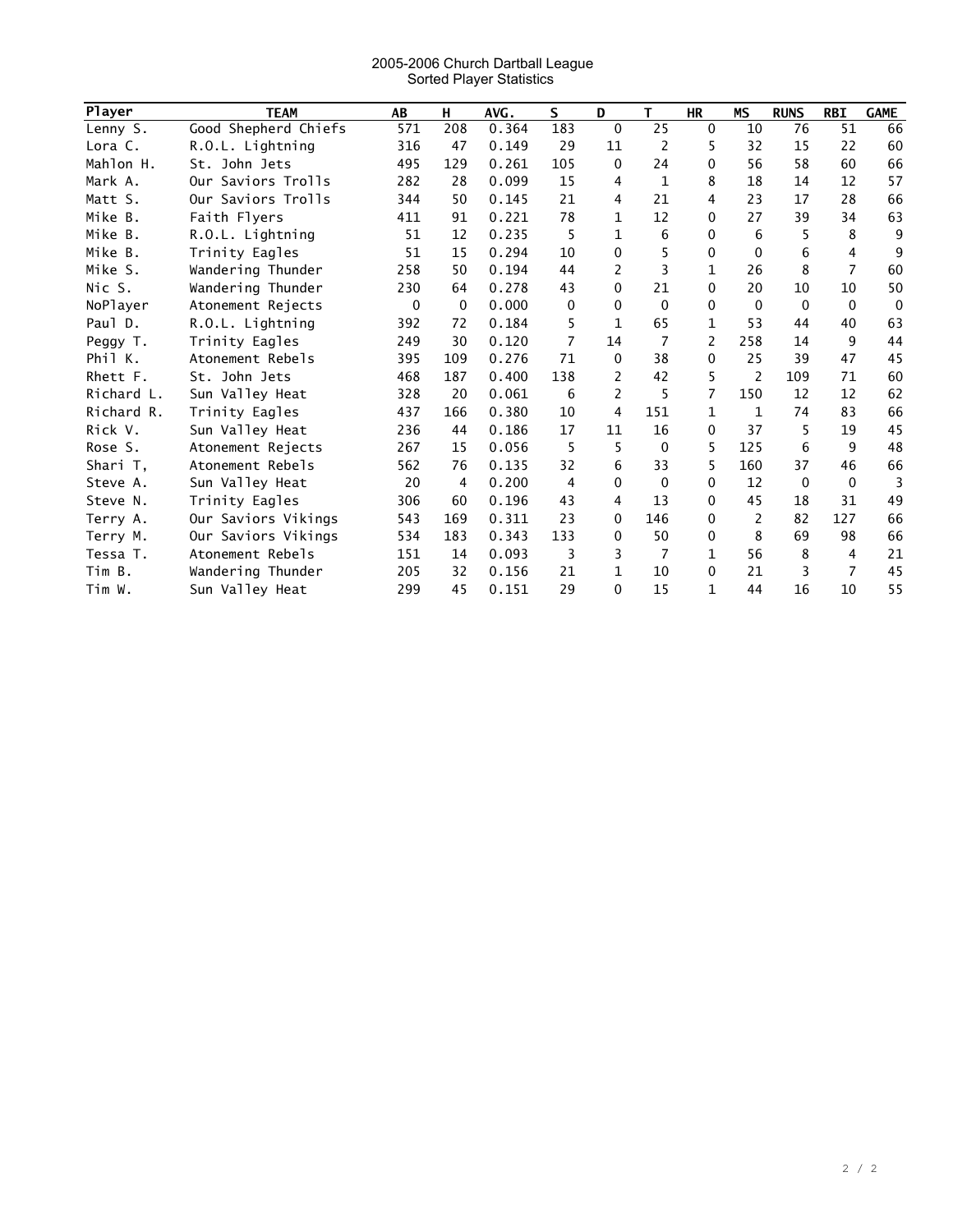2005-2006 Church Dartball League
Sorted Player Statistics

| Player | TEAM | AB | H | AVG. | S | D | T | HR | MS | RUNS | RBI | GAME |
|---|---|---|---|---|---|---|---|---|---|---|---|---|
| Lenny S. | Good Shepherd Chiefs | 571 | 208 | 0.364 | 183 | 0 | 25 | 0 | 10 | 76 | 51 | 66 |
| Lora C. | R.O.L. Lightning | 316 | 47 | 0.149 | 29 | 11 | 2 | 5 | 32 | 15 | 22 | 60 |
| Mahlon H. | St. John Jets | 495 | 129 | 0.261 | 105 | 0 | 24 | 0 | 56 | 58 | 60 | 66 |
| Mark A. | Our Saviors Trolls | 282 | 28 | 0.099 | 15 | 4 | 1 | 8 | 18 | 14 | 12 | 57 |
| Matt S. | Our Saviors Trolls | 344 | 50 | 0.145 | 21 | 4 | 21 | 4 | 23 | 17 | 28 | 66 |
| Mike B. | Faith Flyers | 411 | 91 | 0.221 | 78 | 1 | 12 | 0 | 27 | 39 | 34 | 63 |
| Mike B. | R.O.L. Lightning | 51 | 12 | 0.235 | 5 | 1 | 6 | 0 | 6 | 5 | 8 | 9 |
| Mike B. | Trinity Eagles | 51 | 15 | 0.294 | 10 | 0 | 5 | 0 | 0 | 6 | 4 | 9 |
| Mike S. | Wandering Thunder | 258 | 50 | 0.194 | 44 | 2 | 3 | 1 | 26 | 8 | 7 | 60 |
| Nic S. | Wandering Thunder | 230 | 64 | 0.278 | 43 | 0 | 21 | 0 | 20 | 10 | 10 | 50 |
| NoPlayer | Atonement Rejects | 0 | 0 | 0.000 | 0 | 0 | 0 | 0 | 0 | 0 | 0 | 0 |
| Paul D. | R.O.L. Lightning | 392 | 72 | 0.184 | 5 | 1 | 65 | 1 | 53 | 44 | 40 | 63 |
| Peggy T. | Trinity Eagles | 249 | 30 | 0.120 | 7 | 14 | 7 | 2 | 258 | 14 | 9 | 44 |
| Phil K. | Atonement Rebels | 395 | 109 | 0.276 | 71 | 0 | 38 | 0 | 25 | 39 | 47 | 45 |
| Rhett F. | St. John Jets | 468 | 187 | 0.400 | 138 | 2 | 42 | 5 | 2 | 109 | 71 | 60 |
| Richard L. | Sun Valley Heat | 328 | 20 | 0.061 | 6 | 2 | 5 | 7 | 150 | 12 | 12 | 62 |
| Richard R. | Trinity Eagles | 437 | 166 | 0.380 | 10 | 4 | 151 | 1 | 1 | 74 | 83 | 66 |
| Rick V. | Sun Valley Heat | 236 | 44 | 0.186 | 17 | 11 | 16 | 0 | 37 | 5 | 19 | 45 |
| Rose S. | Atonement Rejects | 267 | 15 | 0.056 | 5 | 5 | 0 | 5 | 125 | 6 | 9 | 48 |
| Shari T, | Atonement Rebels | 562 | 76 | 0.135 | 32 | 6 | 33 | 5 | 160 | 37 | 46 | 66 |
| Steve A. | Sun Valley Heat | 20 | 4 | 0.200 | 4 | 0 | 0 | 0 | 12 | 0 | 0 | 3 |
| Steve N. | Trinity Eagles | 306 | 60 | 0.196 | 43 | 4 | 13 | 0 | 45 | 18 | 31 | 49 |
| Terry A. | Our Saviors Vikings | 543 | 169 | 0.311 | 23 | 0 | 146 | 0 | 2 | 82 | 127 | 66 |
| Terry M. | Our Saviors Vikings | 534 | 183 | 0.343 | 133 | 0 | 50 | 0 | 8 | 69 | 98 | 66 |
| Tessa T. | Atonement Rebels | 151 | 14 | 0.093 | 3 | 3 | 7 | 1 | 56 | 8 | 4 | 21 |
| Tim B. | Wandering Thunder | 205 | 32 | 0.156 | 21 | 1 | 10 | 0 | 21 | 3 | 7 | 45 |
| Tim W. | Sun Valley Heat | 299 | 45 | 0.151 | 29 | 0 | 15 | 1 | 44 | 16 | 10 | 55 |